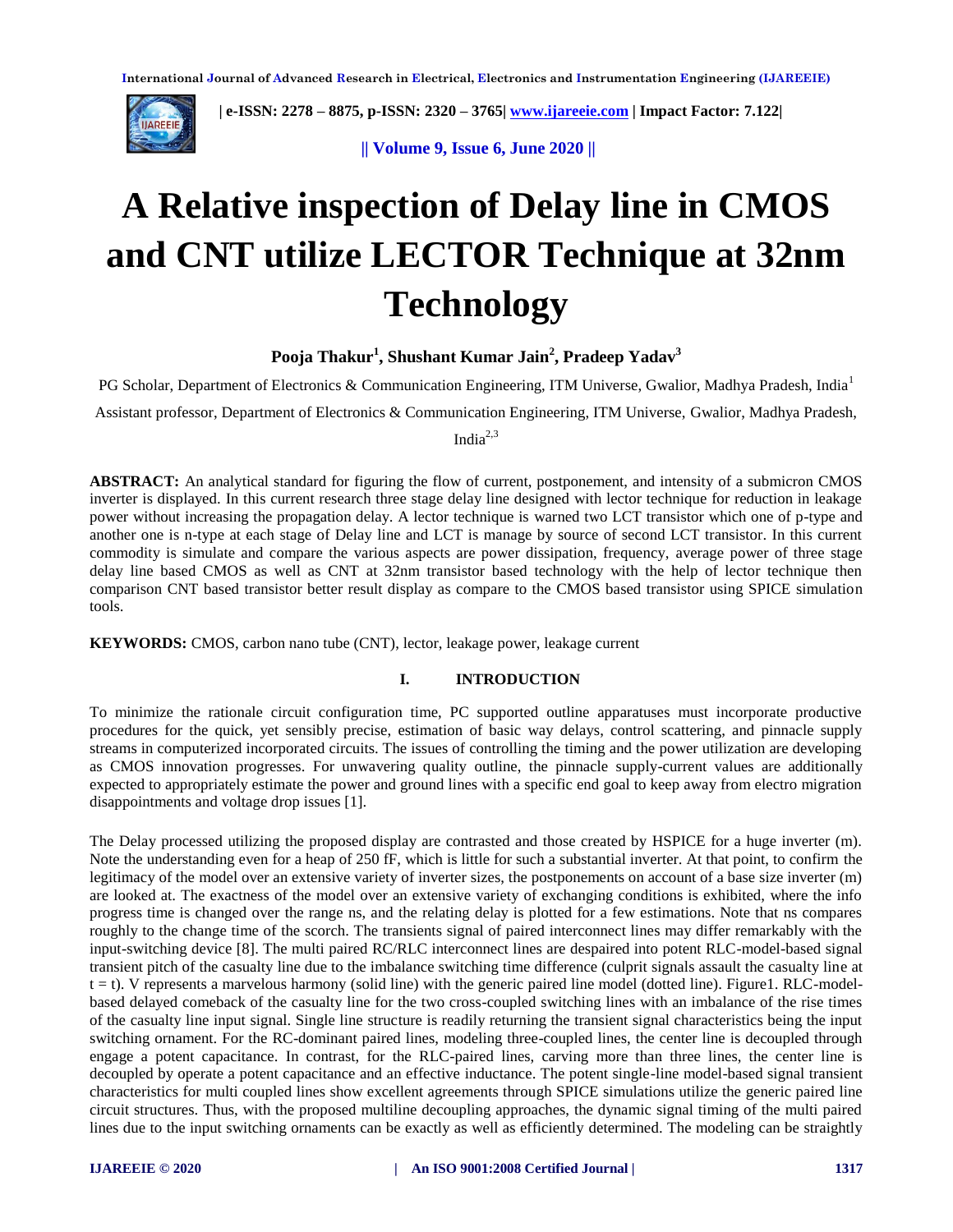# A Relative inspection of Delay line in CMOS and CNT utilize LECTOR Technique at 32nm Technology

**Pooja Thakur[1], Shushant Kumar Jain[2], Pradeep Yadav[3]**

PG Scholar, Department of Electronics & Communication Engineering, ITM Universe, Gwalior, Madhya Pradesh, India[1]

Assistant professor, Department of Electronics & Communication Engineering, ITM Universe, Gwalior, Madhya Pradesh, India[2,3]

**ABSTRACT:** An analytical standard for figuring the flow of current, postponement, and intensity of a submicron CMOS inverter is displayed. In this current research three stage delay line designed with lector technique for reduction in leakage power without increasing the propagation delay. A lector technique is warned two LCT transistor which one of p-type and another one is n-type at each stage of Delay line and LCT is manage by source of second LCT transistor. In this current commodity is simulate and compare the various aspects are power dissipation, frequency, average power of three stage delay line based CMOS as well as CNT at 32nm transistor based technology with the help of lector technique then comparison CNT based transistor better result display as compare to the CMOS based transistor using SPICE simulation tools.

**KEYWORDS:** CMOS, carbon nano tube (CNT), lector, leakage power, leakage current

## I. INTRODUCTION

To minimize the rationale circuit configuration time, PC supported outline apparatuses must incorporate productive procedures for the quick, yet sensibly precise, estimation of basic way delays, control scattering, and pinnacle supply streams in computerized incorporated circuits. The issues of controlling the timing and the power utilization are developing as CMOS innovation progresses. For unwavering quality outline, the pinnacle supply-current values are additionally expected to appropriately estimate the power and ground lines with a specific end goal to keep away from electro migration disappointments and voltage drop issues [1].

The Delay processed utilizing the proposed display are contrasted and those created by HSPICE for a huge inverter (m). Note the understanding even for a heap of 250 fF, which is little for such a substantial inverter. At that point, to confirm the legitimacy of the model over an extensive variety of inverter sizes, the postponements on account of a base size inverter (m) are looked at. The exactness of the model over an extensive variety of exchanging conditions is exhibited, where the info progress time is changed over the range ns, and the relating delay is plotted for a few estimations. Note that ns compares roughly to the change time of the scorch. The transients signal of paired interconnect lines may differ remarkably with the input-switching device [8]. The multi paired RC/RLC interconnect lines are despaired into potent RLC-model-based signal transient pitch of the casualty line due to the imbalance switching time difference (culprit signals assault the casualty line at t = t). V represents a marvelous harmony (solid line) with the generic paired line model (dotted line). Figure1. RLC-model-based delayed comeback of the casualty line for the two cross-coupled switching lines with an imbalance of the rise times of the casualty line input signal. Single line structure is readily returning the transient signal characteristics being the input switching ornament. For the RC-dominant paired lines, modeling three-coupled lines, the center line is decoupled through engage a potent capacitance. In contrast, for the RLC-paired lines, carving more than three lines, the center line is decoupled by operate a potent capacitance and an effective inductance. The potent single-line model-based signal transient characteristics for multi coupled lines show excellent agreements through SPICE simulations utilize the generic paired line circuit structures. Thus, with the proposed multiline decoupling approaches, the dynamic signal timing of the multi paired lines due to the input switching ornaments can be exactly as well as efficiently determined. The modeling can be straightly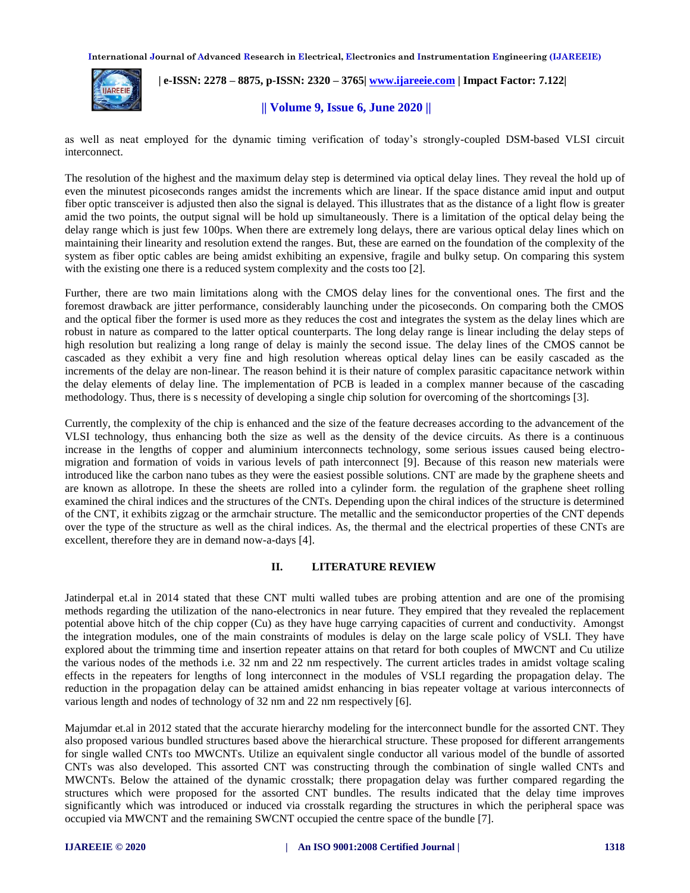as well as neat employed for the dynamic timing verification of today's strongly-coupled DSM-based VLSI circuit interconnect.

The resolution of the highest and the maximum delay step is determined via optical delay lines. They reveal the hold up of even the minutest picoseconds ranges amidst the increments which are linear. If the space distance amid input and output fiber optic transceiver is adjusted then also the signal is delayed. This illustrates that as the distance of a light flow is greater amid the two points, the output signal will be hold up simultaneously. There is a limitation of the optical delay being the delay range which is just few 100ps. When there are extremely long delays, there are various optical delay lines which on maintaining their linearity and resolution extend the ranges. But, these are earned on the foundation of the complexity of the system as fiber optic cables are being amidst exhibiting an expensive, fragile and bulky setup. On comparing this system with the existing one there is a reduced system complexity and the costs too [2].

Further, there are two main limitations along with the CMOS delay lines for the conventional ones. The first and the foremost drawback are jitter performance, considerably launching under the picoseconds. On comparing both the CMOS and the optical fiber the former is used more as they reduces the cost and integrates the system as the delay lines which are robust in nature as compared to the latter optical counterparts. The long delay range is linear including the delay steps of high resolution but realizing a long range of delay is mainly the second issue. The delay lines of the CMOS cannot be cascaded as they exhibit a very fine and high resolution whereas optical delay lines can be easily cascaded as the increments of the delay are non-linear. The reason behind it is their nature of complex parasitic capacitance network within the delay elements of delay line. The implementation of PCB is leaded in a complex manner because of the cascading methodology. Thus, there is s necessity of developing a single chip solution for overcoming of the shortcomings [3].

Currently, the complexity of the chip is enhanced and the size of the feature decreases according to the advancement of the VLSI technology, thus enhancing both the size as well as the density of the device circuits. As there is a continuous increase in the lengths of copper and aluminium interconnects technology, some serious issues caused being electro-migration and formation of voids in various levels of path interconnect [9]. Because of this reason new materials were introduced like the carbon nano tubes as they were the easiest possible solutions. CNT are made by the graphene sheets and are known as allotrope. In these the sheets are rolled into a cylinder form. the regulation of the graphene sheet rolling examined the chiral indices and the structures of the CNTs. Depending upon the chiral indices of the structure is determined of the CNT, it exhibits zigzag or the armchair structure. The metallic and the semiconductor properties of the CNT depends over the type of the structure as well as the chiral indices. As, the thermal and the electrical properties of these CNTs are excellent, therefore they are in demand now-a-days [4].

## II. LITERATURE REVIEW

Jatinderpal et.al in 2014 stated that these CNT multi walled tubes are probing attention and are one of the promising methods regarding the utilization of the nano-electronics in near future. They empired that they revealed the replacement potential above hitch of the chip copper (Cu) as they have huge carrying capacities of current and conductivity. Amongst the integration modules, one of the main constraints of modules is delay on the large scale policy of VSLI. They have explored about the trimming time and insertion repeater attains on that retard for both couples of MWCNT and Cu utilize the various nodes of the methods i.e. 32 nm and 22 nm respectively. The current articles trades in amidst voltage scaling effects in the repeaters for lengths of long interconnect in the modules of VSLI regarding the propagation delay. The reduction in the propagation delay can be attained amidst enhancing in bias repeater voltage at various interconnects of various length and nodes of technology of 32 nm and 22 nm respectively [6].

Majumdar et.al in 2012 stated that the accurate hierarchy modeling for the interconnect bundle for the assorted CNT. They also proposed various bundled structures based above the hierarchical structure. These proposed for different arrangements for single walled CNTs too MWCNTs. Utilize an equivalent single conductor all various model of the bundle of assorted CNTs was also developed. This assorted CNT was constructing through the combination of single walled CNTs and MWCNTs. Below the attained of the dynamic crosstalk; there propagation delay was further compared regarding the structures which were proposed for the assorted CNT bundles. The results indicated that the delay time improves significantly which was introduced or induced via crosstalk regarding the structures in which the peripheral space was occupied via MWCNT and the remaining SWCNT occupied the centre space of the bundle [7].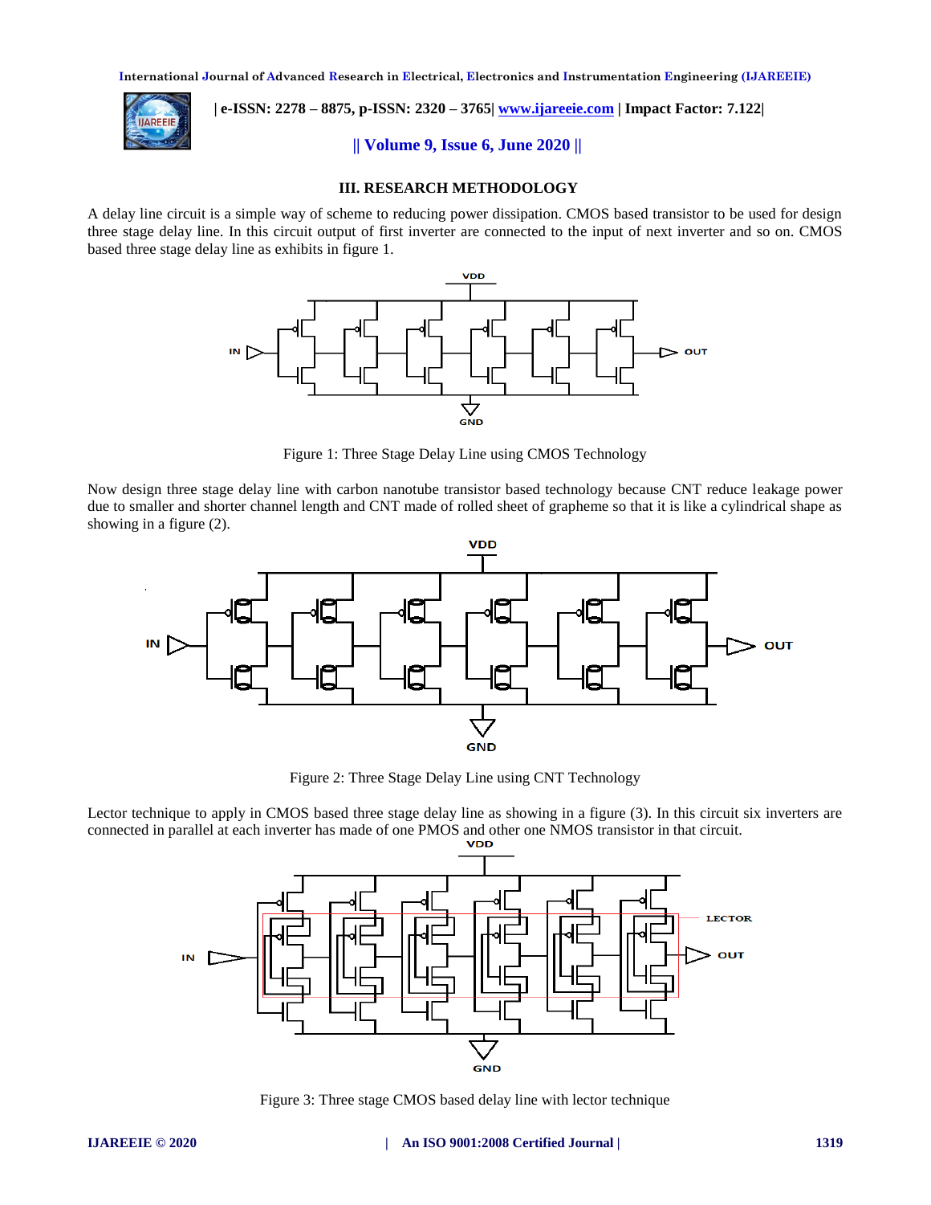## III. RESEARCH METHODOLOGY

A delay line circuit is a simple way of scheme to reducing power dissipation. CMOS based transistor to be used for design three stage delay line. In this circuit output of first inverter are connected to the input of next inverter and so on. CMOS based three stage delay line as exhibits in figure 1.

Figure 1: Three Stage Delay Line using CMOS Technology

Now design three stage delay line with carbon nanotube transistor based technology because CNT reduce leakage power due to smaller and shorter channel length and CNT made of rolled sheet of grapheme so that it is like a cylindrical shape as showing in a figure (2).

Figure 2: Three Stage Delay Line using CNT Technology

Lector technique to apply in CMOS based three stage delay line as showing in a figure (3). In this circuit six inverters are connected in parallel at each inverter has made of one PMOS and other one NMOS transistor in that circuit.

Figure 3: Three stage CMOS based delay line with lector technique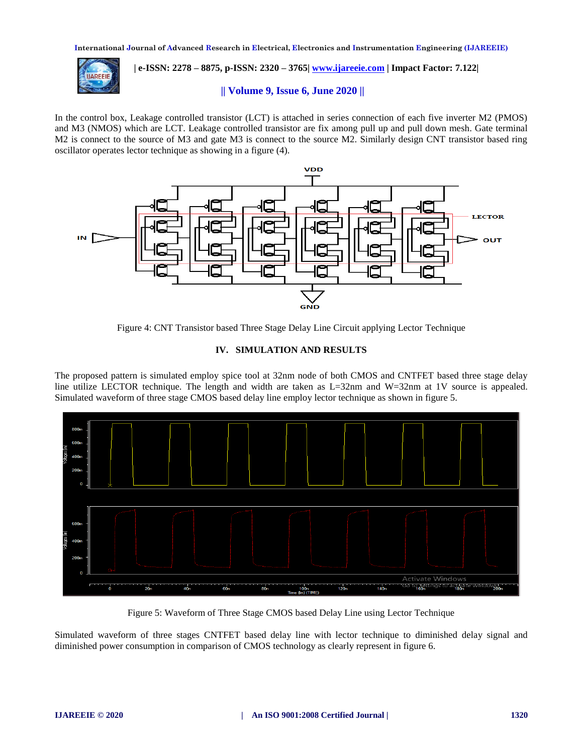In the control box, Leakage controlled transistor (LCT) is attached in series connection of each five inverter M2 (PMOS) and M3 (NMOS) which are LCT. Leakage controlled transistor are fix among pull up and pull down mesh. Gate terminal M2 is connect to the source of M3 and gate M3 is connect to the source M2. Similarly design CNT transistor based ring oscillator operates lector technique as showing in a figure (4).

Figure 4: CNT Transistor based Three Stage Delay Line Circuit applying Lector Technique

## IV. SIMULATION AND RESULTS

The proposed pattern is simulated employ spice tool at 32nm node of both CMOS and CNTFET based three stage delay line utilize LECTOR technique. The length and width are taken as L=32nm and W=32nm at 1V source is appealed. Simulated waveform of three stage CMOS based delay line employ lector technique as shown in figure 5.

Figure 5: Waveform of Three Stage CMOS based Delay Line using Lector Technique

Simulated waveform of three stages CNTFET based delay line with lector technique to diminished delay signal and diminished power consumption in comparison of CMOS technology as clearly represent in figure 6.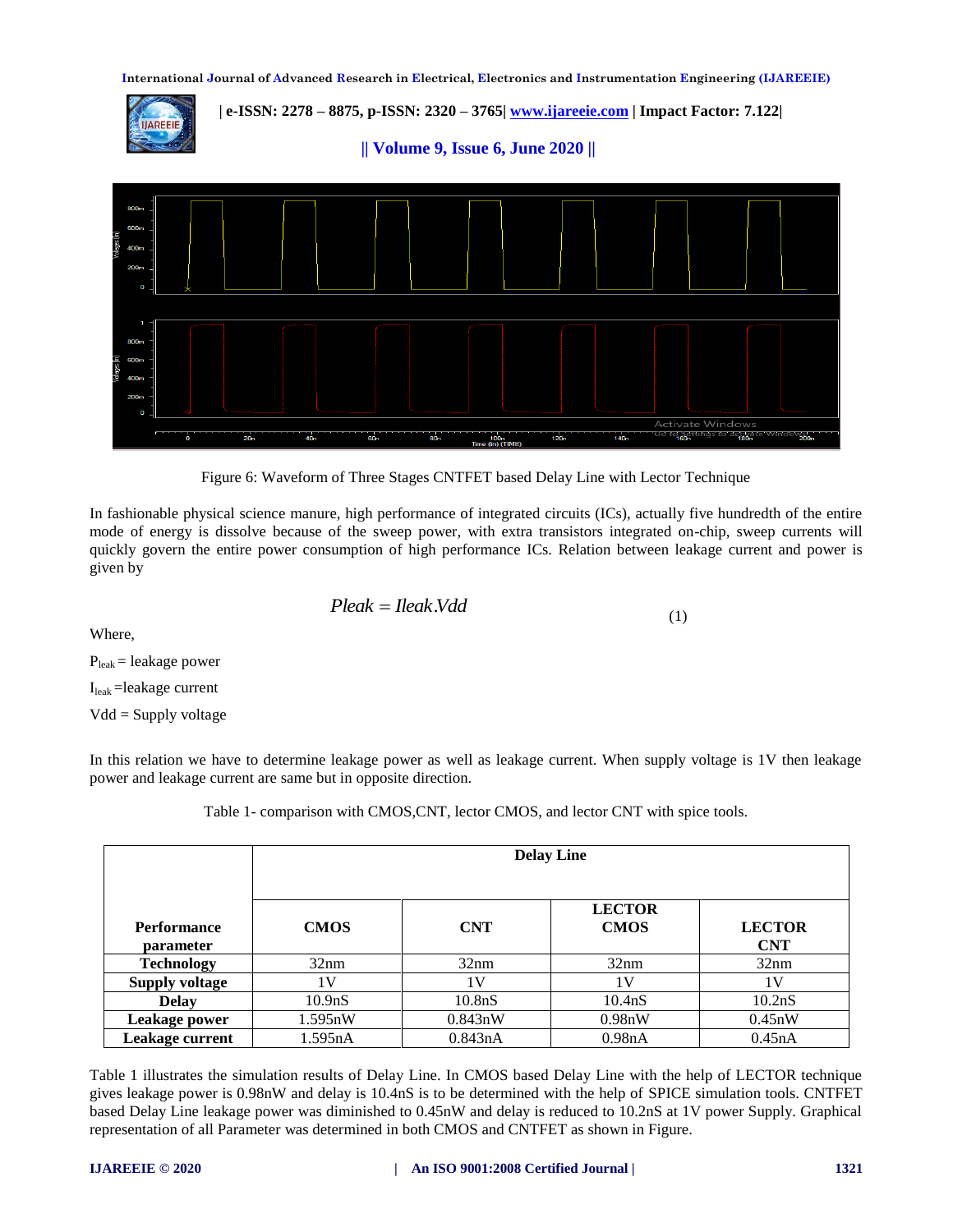Figure 6: Waveform of Three Stages CNTFET based Delay Line with Lector Technique

In fashionable physical science manure, high performance of integrated circuits (ICs), actually five hundredth of the entire mode of energy is dissolve because of the sweep power, with extra transistors integrated on-chip, sweep currents will quickly govern the entire power consumption of high performance ICs. Relation between leakage current and power is given by

$$Pleak = Ileak.Vdd \tag{1}$$

Where,

$P_{leak}$ = leakage power

$I_{leak}$ =leakage current

Vdd = Supply voltage

In this relation we have to determine leakage power as well as leakage current. When supply voltage is 1V then leakage power and leakage current are same but in opposite direction.

Table 1- comparison with CMOS,CNT, lector CMOS, and lector CNT with spice tools.

| Performance parameter | Delay Line | | | |
|---|---|---|---|---|
| | CMOS | CNT | LECTOR CMOS | LECTOR CNT |
| Technology | 32nm | 32nm | 32nm | 32nm |
| Supply voltage | 1V | 1V | 1V | 1V |
| Delay | 10.9nS | 10.8nS | 10.4nS | 10.2nS |
| Leakage power | 1.595nW | 0.843nW | 0.98nW | 0.45nW |
| Leakage current | 1.595nA | 0.843nA | 0.98nA | 0.45nA |

Table 1 illustrates the simulation results of Delay Line. In CMOS based Delay Line with the help of LECTOR technique gives leakage power is 0.98nW and delay is 10.4nS is to be determined with the help of SPICE simulation tools. CNTFET based Delay Line leakage power was diminished to 0.45nW and delay is reduced to 10.2nS at 1V power Supply. Graphical representation of all Parameter was determined in both CMOS and CNTFET as shown in Figure.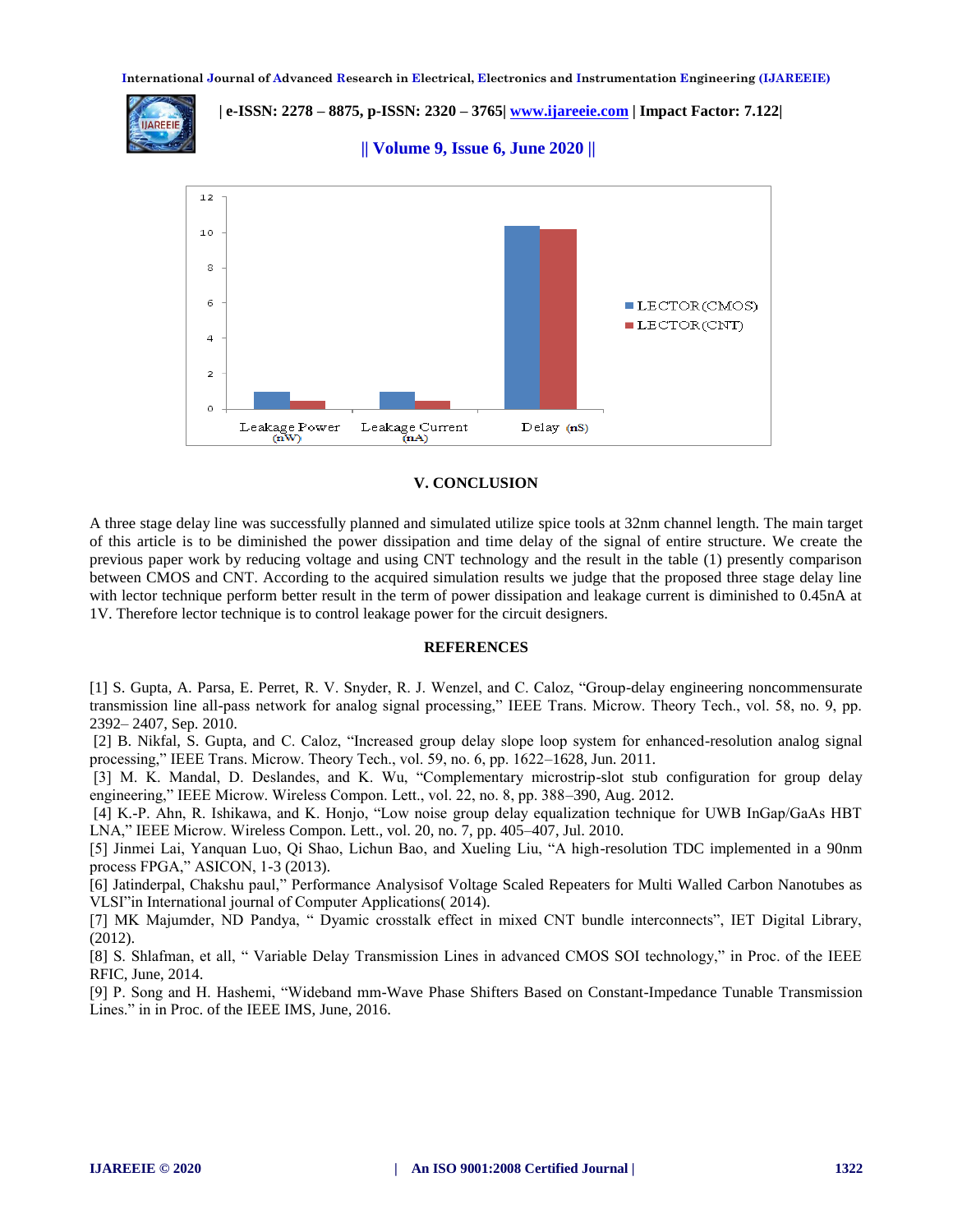12
10
8
6
4
2
0

Leakage Power (nW)
Leakage Current (nA)
Delay (nS)

LECTOR(CMOS)
LECTOR(CNT)

## V. CONCLUSION

A three stage delay line was successfully planned and simulated utilize spice tools at 32nm channel length. The main target of this article is to be diminished the power dissipation and time delay of the signal of entire structure. We create the previous paper work by reducing voltage and using CNT technology and the result in the table (1) presently comparison between CMOS and CNT. According to the acquired simulation results we judge that the proposed three stage delay line with lector technique perform better result in the term of power dissipation and leakage current is diminished to 0.45nA at 1V. Therefore lector technique is to control leakage power for the circuit designers.

## REFERENCES

[1] S. Gupta, A. Parsa, E. Perret, R. V. Snyder, R. J. Wenzel, and C. Caloz, "Group-delay engineering noncommensurate transmission line all-pass network for analog signal processing," IEEE Trans. Microw. Theory Tech., vol. 58, no. 9, pp. 2392– 2407, Sep. 2010.

[2] B. Nikfal, S. Gupta, and C. Caloz, "Increased group delay slope loop system for enhanced-resolution analog signal processing," IEEE Trans. Microw. Theory Tech., vol. 59, no. 6, pp. 1622–1628, Jun. 2011.

[3] M. K. Mandal, D. Deslandes, and K. Wu, "Complementary microstrip-slot stub configuration for group delay engineering," IEEE Microw. Wireless Compon. Lett., vol. 22, no. 8, pp. 388–390, Aug. 2012.

[4] K.-P. Ahn, R. Ishikawa, and K. Honjo, "Low noise group delay equalization technique for UWB InGap/GaAs HBT LNA," IEEE Microw. Wireless Compon. Lett., vol. 20, no. 7, pp. 405–407, Jul. 2010.

[5] Jinmei Lai, Yanquan Luo, Qi Shao, Lichun Bao, and Xueling Liu, "A high-resolution TDC implemented in a 90nm process FPGA," ASICON, 1-3 (2013).

[6] Jatinderpal, Chakshu paul," Performance Analysisof Voltage Scaled Repeaters for Multi Walled Carbon Nanotubes as VLSI"in International journal of Computer Applications( 2014).

[7] MK Majumder, ND Pandya, " Dyamic crosstalk effect in mixed CNT bundle interconnects", IET Digital Library, (2012).

[8] S. Shlafman, et all, " Variable Delay Transmission Lines in advanced CMOS SOI technology," in Proc. of the IEEE RFIC, June, 2014.

[9] P. Song and H. Hashemi, "Wideband mm-Wave Phase Shifters Based on Constant-Impedance Tunable Transmission Lines." in in Proc. of the IEEE IMS, June, 2016.